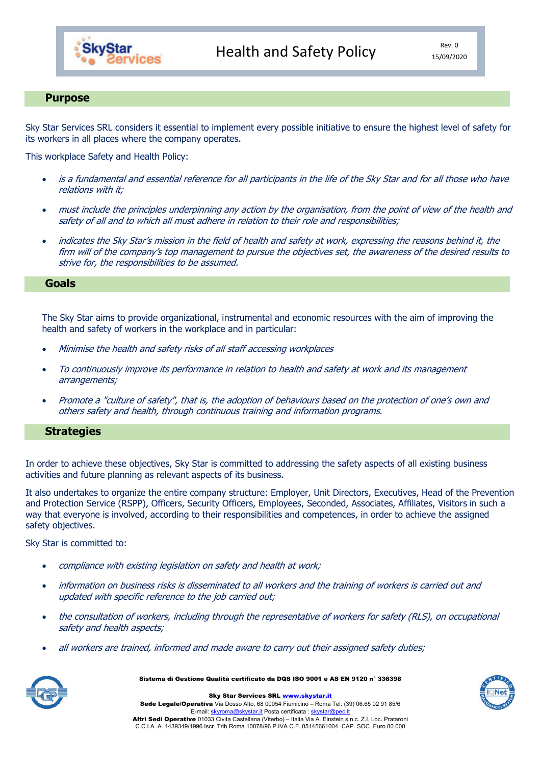# Health and Safety Policy

Rev. 0
15/09/2020

## Purpose

Sky Star Services SRL considers it essential to implement every possible initiative to ensure the highest level of safety for its workers in all places where the company operates.

This workplace Safety and Health Policy:

- *is a fundamental and essential reference for all participants in the life of the Sky Star and for all those who have relations with it;*
- *must include the principles underpinning any action by the organisation, from the point of view of the health and safety of all and to which all must adhere in relation to their role and responsibilities;*
- *indicates the Sky Star's mission in the field of health and safety at work, expressing the reasons behind it, the firm will of the company's top management to pursue the objectives set, the awareness of the desired results to strive for, the responsibilities to be assumed.*

## Goals

The Sky Star aims to provide organizational, instrumental and economic resources with the aim of improving the health and safety of workers in the workplace and in particular:

- *Minimise the health and safety risks of all staff accessing workplaces*
- *To continuously improve its performance in relation to health and safety at work and its management arrangements;*
- *Promote a "culture of safety", that is, the adoption of behaviours based on the protection of one's own and others safety and health, through continuous training and information programs.*

## Strategies

In order to achieve these objectives, Sky Star is committed to addressing the safety aspects of all existing business activities and future planning as relevant aspects of its business.

It also undertakes to organize the entire company structure: Employer, Unit Directors, Executives, Head of the Prevention and Protection Service (RSPP), Officers, Security Officers, Employees, Seconded, Associates, Affiliates, Visitors in such a way that everyone is involved, according to their responsibilities and competences, in order to achieve the assigned safety objectives.

Sky Star is committed to:

- *compliance with existing legislation on safety and health at work;*
- *information on business risks is disseminated to all workers and the training of workers is carried out and updated with specific reference to the job carried out;*
- *the consultation of workers, including through the representative of workers for safety (RLS), on occupational safety and health aspects;*
- *all workers are trained, informed and made aware to carry out their assigned safety duties;*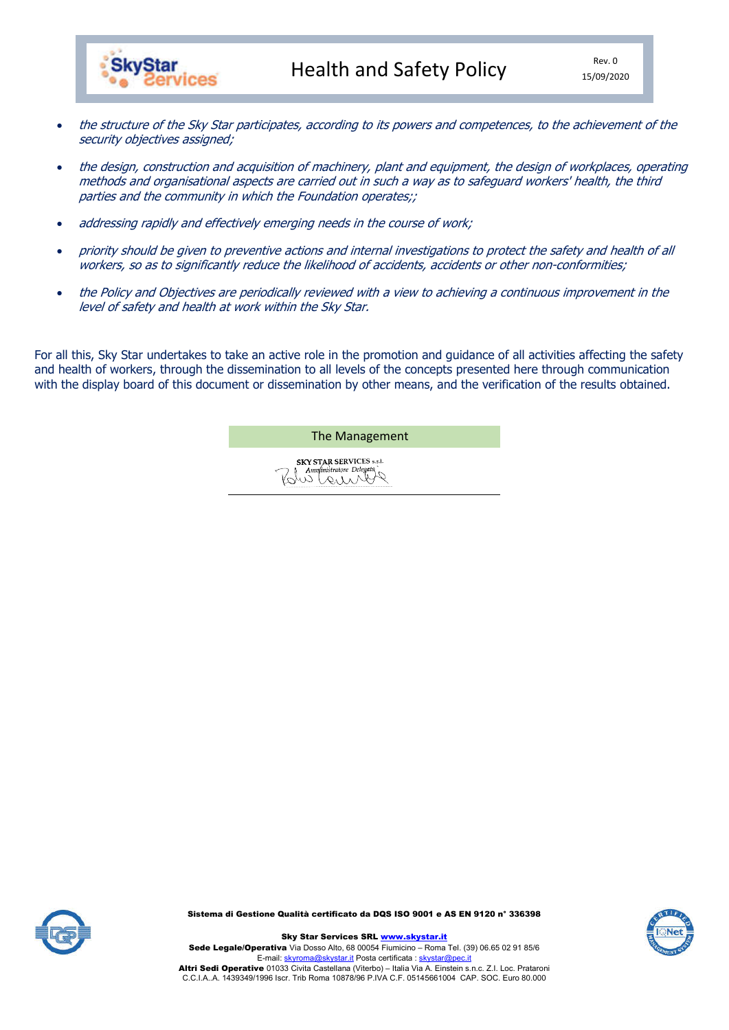- *the structure of the Sky Star participates, according to its powers and competences, to the achievement of the security objectives assigned;*
- *the design, construction and acquisition of machinery, plant and equipment, the design of workplaces, operating methods and organisational aspects are carried out in such a way as to safeguard workers' health, the third parties and the community in which the Foundation operates;;*
- *addressing rapidly and effectively emerging needs in the course of work;*
- *priority should be given to preventive actions and internal investigations to protect the safety and health of all workers, so as to significantly reduce the likelihood of accidents, accidents or other non-conformities;*
- *the Policy and Objectives are periodically reviewed with a view to achieving a continuous improvement in the level of safety and health at work within the Sky Star.*

For all this, Sky Star undertakes to take an active role in the promotion and guidance of all activities affecting the safety and health of workers, through the dissemination to all levels of the concepts presented here through communication with the display board of this document or dissemination by other means, and the verification of the results obtained.

The Management

SKY STAR SERVICES s.r.l.
Amministratore Delegato

**Sistema di Gestione Qualità certificato da DQS ISO 9001 e AS EN 9120 n° 336398**

**Sky Star Services SRL** www.skystar.it
**Sede Legale/Operativa** Via Dosso Alto, 68 00054 Fiumicino – Roma Tel. (39) 06.65 02 91 85/6
E-mail: skyroma@skystar.it Posta certificata : skystar@pec.it
**Altri Sedi Operative** 01033 Civita Castellana (Viterbo) – Italia Via A. Einstein s.n.c. Z.I. Loc. Prataroni
C.C.I.A..A. 1439349/1996 Iscr. Trib Roma 10878/96 P.IVA C.F. 05145661004 CAP. SOC. Euro 80.000